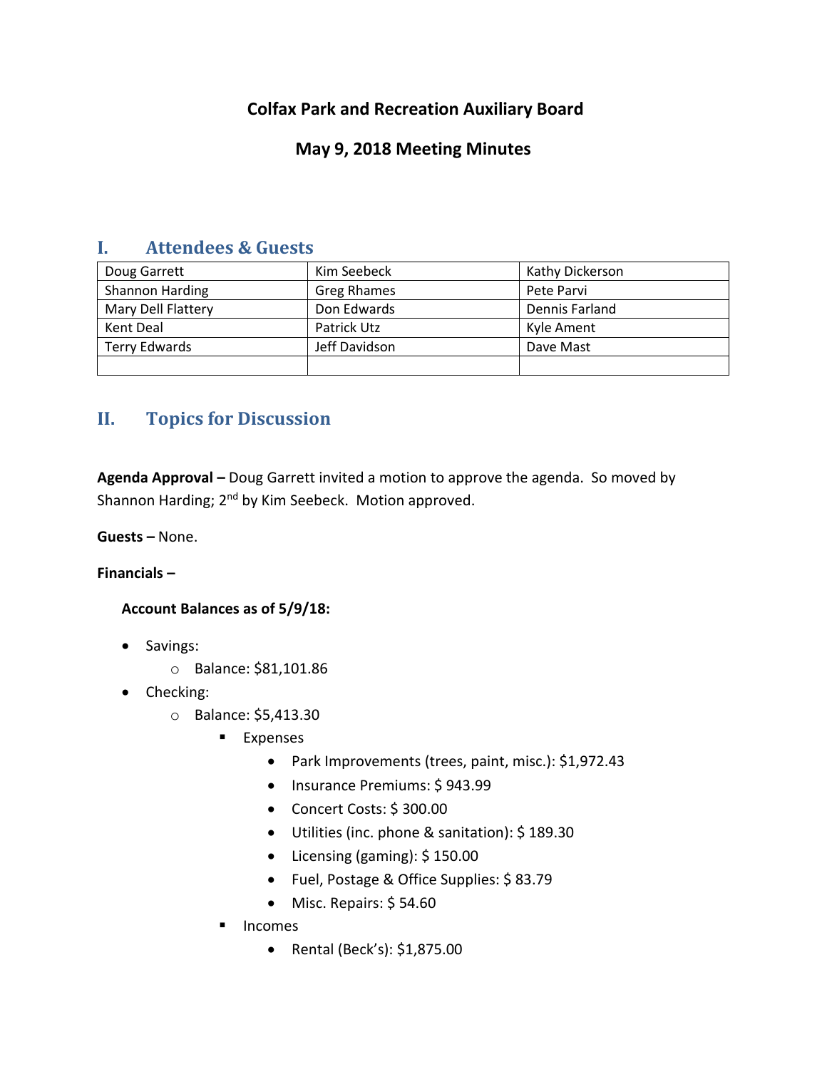# Colfax Park and Recreation Auxiliary Board

## May 9, 2018 Meeting Minutes

## I. Attendees & Guests

| | | |
|---|---|---|
| Doug Garrett | Kim Seebeck | Kathy Dickerson |
| Shannon Harding | Greg Rhames | Pete Parvi |
| Mary Dell Flattery | Don Edwards | Dennis Farland |
| Kent Deal | Patrick Utz | Kyle Ament |
| Terry Edwards | Jeff Davidson | Dave Mast |
| | | |

## II. Topics for Discussion

**Agenda Approval –** Doug Garrett invited a motion to approve the agenda. So moved by Shannon Harding; 2nd by Kim Seebeck. Motion approved.

**Guests –** None.

**Financials –**

**Account Balances as of 5/9/18:**

- Savings:
  - Balance: $81,101.86
- Checking:
  - Balance: $5,413.30
    - Expenses
      - Park Improvements (trees, paint, misc.): $1,972.43
      - Insurance Premiums: $ 943.99
      - Concert Costs: $ 300.00
      - Utilities (inc. phone & sanitation): $ 189.30
      - Licensing (gaming): $ 150.00
      - Fuel, Postage & Office Supplies: $ 83.79
      - Misc. Repairs: $ 54.60
    - Incomes
      - Rental (Beck's): $1,875.00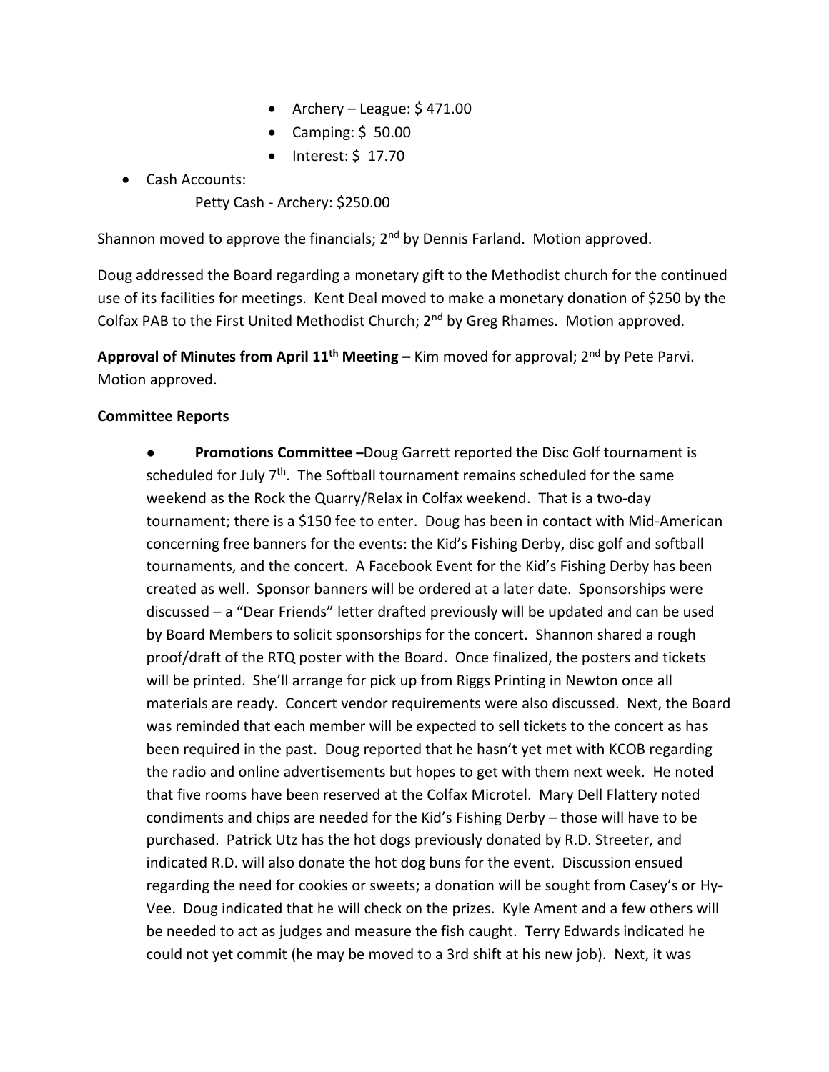- Archery – League: $ 471.00
  - Camping: $ 50.00
  - Interest: $ 17.70
- Cash Accounts:

  Petty Cash - Archery: $250.00

Shannon moved to approve the financials; 2nd by Dennis Farland. Motion approved.

Doug addressed the Board regarding a monetary gift to the Methodist church for the continued use of its facilities for meetings. Kent Deal moved to make a monetary donation of $250 by the Colfax PAB to the First United Methodist Church; 2nd by Greg Rhames. Motion approved.

**Approval of Minutes from April 11th Meeting –** Kim moved for approval; 2nd by Pete Parvi. Motion approved.

**Committee Reports**

- **Promotions Committee –**Doug Garrett reported the Disc Golf tournament is scheduled for July 7th. The Softball tournament remains scheduled for the same weekend as the Rock the Quarry/Relax in Colfax weekend. That is a two-day tournament; there is a $150 fee to enter. Doug has been in contact with Mid-American concerning free banners for the events: the Kid's Fishing Derby, disc golf and softball tournaments, and the concert. A Facebook Event for the Kid's Fishing Derby has been created as well. Sponsor banners will be ordered at a later date. Sponsorships were discussed – a "Dear Friends" letter drafted previously will be updated and can be used by Board Members to solicit sponsorships for the concert. Shannon shared a rough proof/draft of the RTQ poster with the Board. Once finalized, the posters and tickets will be printed. She'll arrange for pick up from Riggs Printing in Newton once all materials are ready. Concert vendor requirements were also discussed. Next, the Board was reminded that each member will be expected to sell tickets to the concert as has been required in the past. Doug reported that he hasn't yet met with KCOB regarding the radio and online advertisements but hopes to get with them next week. He noted that five rooms have been reserved at the Colfax Microtel. Mary Dell Flattery noted condiments and chips are needed for the Kid's Fishing Derby – those will have to be purchased. Patrick Utz has the hot dogs previously donated by R.D. Streeter, and indicated R.D. will also donate the hot dog buns for the event. Discussion ensued regarding the need for cookies or sweets; a donation will be sought from Casey's or Hy-Vee. Doug indicated that he will check on the prizes. Kyle Ament and a few others will be needed to act as judges and measure the fish caught. Terry Edwards indicated he could not yet commit (he may be moved to a 3rd shift at his new job). Next, it was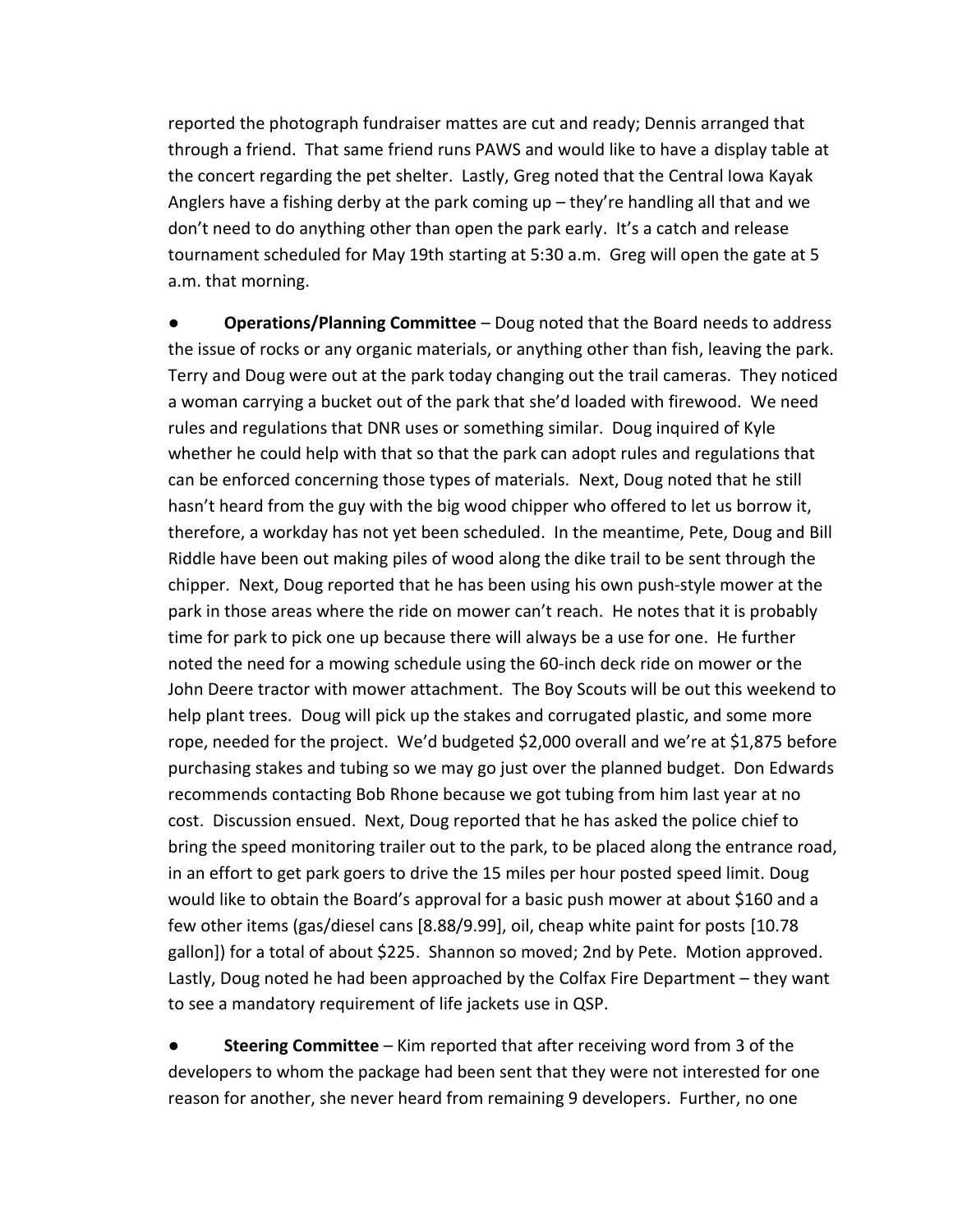reported the photograph fundraiser mattes are cut and ready; Dennis arranged that through a friend. That same friend runs PAWS and would like to have a display table at the concert regarding the pet shelter. Lastly, Greg noted that the Central Iowa Kayak Anglers have a fishing derby at the park coming up – they're handling all that and we don't need to do anything other than open the park early. It's a catch and release tournament scheduled for May 19th starting at 5:30 a.m. Greg will open the gate at 5 a.m. that morning.

● **Operations/Planning Committee** – Doug noted that the Board needs to address the issue of rocks or any organic materials, or anything other than fish, leaving the park. Terry and Doug were out at the park today changing out the trail cameras. They noticed a woman carrying a bucket out of the park that she'd loaded with firewood. We need rules and regulations that DNR uses or something similar. Doug inquired of Kyle whether he could help with that so that the park can adopt rules and regulations that can be enforced concerning those types of materials. Next, Doug noted that he still hasn't heard from the guy with the big wood chipper who offered to let us borrow it, therefore, a workday has not yet been scheduled. In the meantime, Pete, Doug and Bill Riddle have been out making piles of wood along the dike trail to be sent through the chipper. Next, Doug reported that he has been using his own push-style mower at the park in those areas where the ride on mower can't reach. He notes that it is probably time for park to pick one up because there will always be a use for one. He further noted the need for a mowing schedule using the 60-inch deck ride on mower or the John Deere tractor with mower attachment. The Boy Scouts will be out this weekend to help plant trees. Doug will pick up the stakes and corrugated plastic, and some more rope, needed for the project. We'd budgeted $2,000 overall and we're at $1,875 before purchasing stakes and tubing so we may go just over the planned budget. Don Edwards recommends contacting Bob Rhone because we got tubing from him last year at no cost. Discussion ensued. Next, Doug reported that he has asked the police chief to bring the speed monitoring trailer out to the park, to be placed along the entrance road, in an effort to get park goers to drive the 15 miles per hour posted speed limit. Doug would like to obtain the Board's approval for a basic push mower at about $160 and a few other items (gas/diesel cans [8.88/9.99], oil, cheap white paint for posts [10.78 gallon]) for a total of about $225. Shannon so moved; 2nd by Pete. Motion approved. Lastly, Doug noted he had been approached by the Colfax Fire Department – they want to see a mandatory requirement of life jackets use in QSP.

● **Steering Committee** – Kim reported that after receiving word from 3 of the developers to whom the package had been sent that they were not interested for one reason for another, she never heard from remaining 9 developers. Further, no one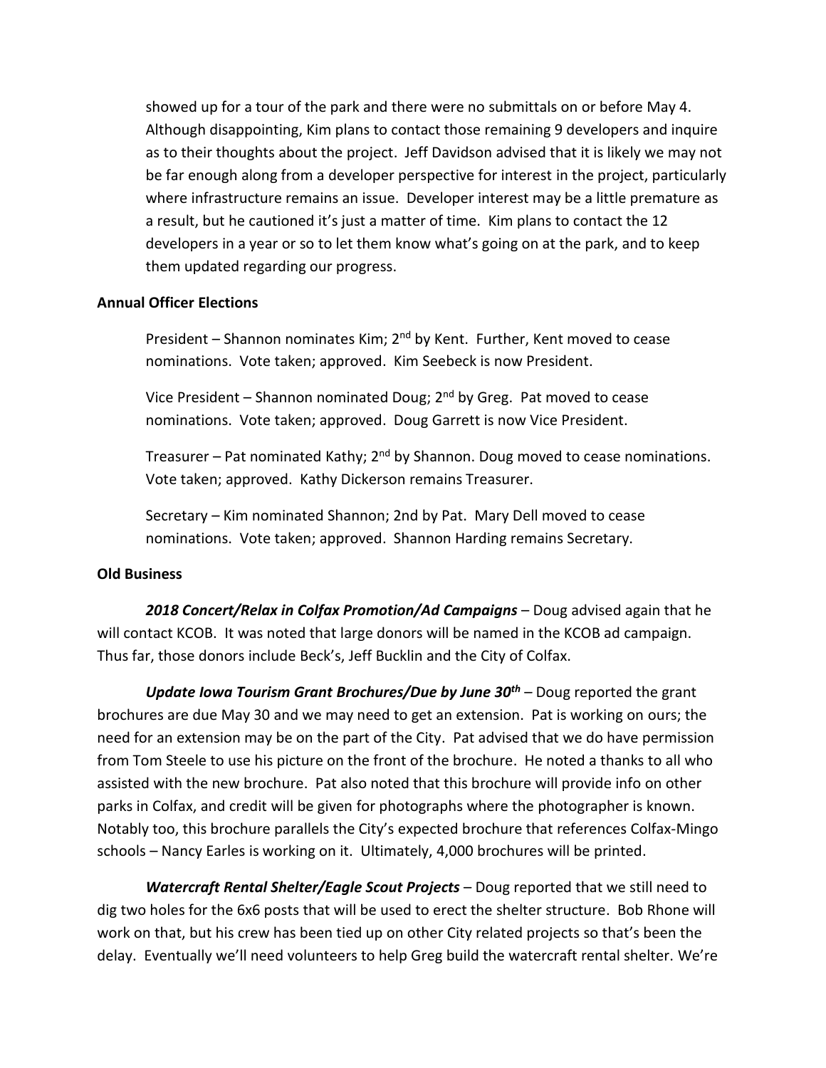showed up for a tour of the park and there were no submittals on or before May 4. Although disappointing, Kim plans to contact those remaining 9 developers and inquire as to their thoughts about the project. Jeff Davidson advised that it is likely we may not be far enough along from a developer perspective for interest in the project, particularly where infrastructure remains an issue. Developer interest may be a little premature as a result, but he cautioned it's just a matter of time. Kim plans to contact the 12 developers in a year or so to let them know what's going on at the park, and to keep them updated regarding our progress.

**Annual Officer Elections**

President – Shannon nominates Kim; 2nd by Kent. Further, Kent moved to cease nominations. Vote taken; approved. Kim Seebeck is now President.

Vice President – Shannon nominated Doug; 2nd by Greg. Pat moved to cease nominations. Vote taken; approved. Doug Garrett is now Vice President.

Treasurer – Pat nominated Kathy; 2nd by Shannon. Doug moved to cease nominations. Vote taken; approved. Kathy Dickerson remains Treasurer.

Secretary – Kim nominated Shannon; 2nd by Pat. Mary Dell moved to cease nominations. Vote taken; approved. Shannon Harding remains Secretary.

**Old Business**

***2018 Concert/Relax in Colfax Promotion/Ad Campaigns*** – Doug advised again that he will contact KCOB. It was noted that large donors will be named in the KCOB ad campaign. Thus far, those donors include Beck's, Jeff Bucklin and the City of Colfax.

***Update Iowa Tourism Grant Brochures/Due by June 30th*** – Doug reported the grant brochures are due May 30 and we may need to get an extension. Pat is working on ours; the need for an extension may be on the part of the City. Pat advised that we do have permission from Tom Steele to use his picture on the front of the brochure. He noted a thanks to all who assisted with the new brochure. Pat also noted that this brochure will provide info on other parks in Colfax, and credit will be given for photographs where the photographer is known. Notably too, this brochure parallels the City's expected brochure that references Colfax-Mingo schools – Nancy Earles is working on it. Ultimately, 4,000 brochures will be printed.

***Watercraft Rental Shelter/Eagle Scout Projects*** – Doug reported that we still need to dig two holes for the 6x6 posts that will be used to erect the shelter structure. Bob Rhone will work on that, but his crew has been tied up on other City related projects so that's been the delay. Eventually we'll need volunteers to help Greg build the watercraft rental shelter. We're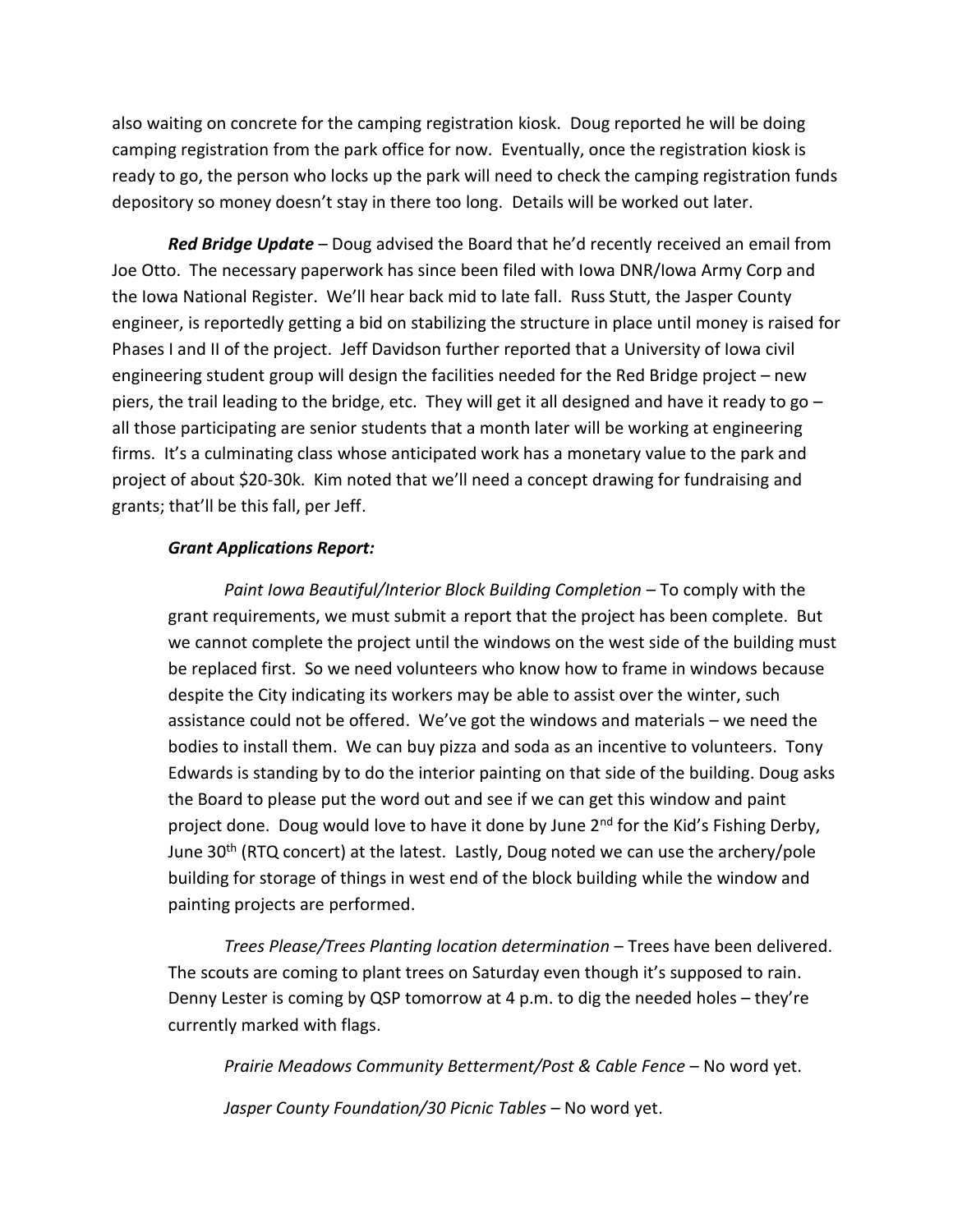also waiting on concrete for the camping registration kiosk. Doug reported he will be doing camping registration from the park office for now. Eventually, once the registration kiosk is ready to go, the person who locks up the park will need to check the camping registration funds depository so money doesn't stay in there too long. Details will be worked out later.

***Red Bridge Update*** – Doug advised the Board that he'd recently received an email from Joe Otto. The necessary paperwork has since been filed with Iowa DNR/Iowa Army Corp and the Iowa National Register. We'll hear back mid to late fall. Russ Stutt, the Jasper County engineer, is reportedly getting a bid on stabilizing the structure in place until money is raised for Phases I and II of the project. Jeff Davidson further reported that a University of Iowa civil engineering student group will design the facilities needed for the Red Bridge project – new piers, the trail leading to the bridge, etc. They will get it all designed and have it ready to go – all those participating are senior students that a month later will be working at engineering firms. It's a culminating class whose anticipated work has a monetary value to the park and project of about $20-30k. Kim noted that we'll need a concept drawing for fundraising and grants; that'll be this fall, per Jeff.

***Grant Applications Report:***

*Paint Iowa Beautiful/Interior Block Building Completion* – To comply with the grant requirements, we must submit a report that the project has been complete. But we cannot complete the project until the windows on the west side of the building must be replaced first. So we need volunteers who know how to frame in windows because despite the City indicating its workers may be able to assist over the winter, such assistance could not be offered. We've got the windows and materials – we need the bodies to install them. We can buy pizza and soda as an incentive to volunteers. Tony Edwards is standing by to do the interior painting on that side of the building. Doug asks the Board to please put the word out and see if we can get this window and paint project done. Doug would love to have it done by June 2nd for the Kid's Fishing Derby, June 30th (RTQ concert) at the latest. Lastly, Doug noted we can use the archery/pole building for storage of things in west end of the block building while the window and painting projects are performed.

*Trees Please/Trees Planting location determination* – Trees have been delivered. The scouts are coming to plant trees on Saturday even though it's supposed to rain. Denny Lester is coming by QSP tomorrow at 4 p.m. to dig the needed holes – they're currently marked with flags.

*Prairie Meadows Community Betterment/Post & Cable Fence* – No word yet.

*Jasper County Foundation/30 Picnic Tables* – No word yet.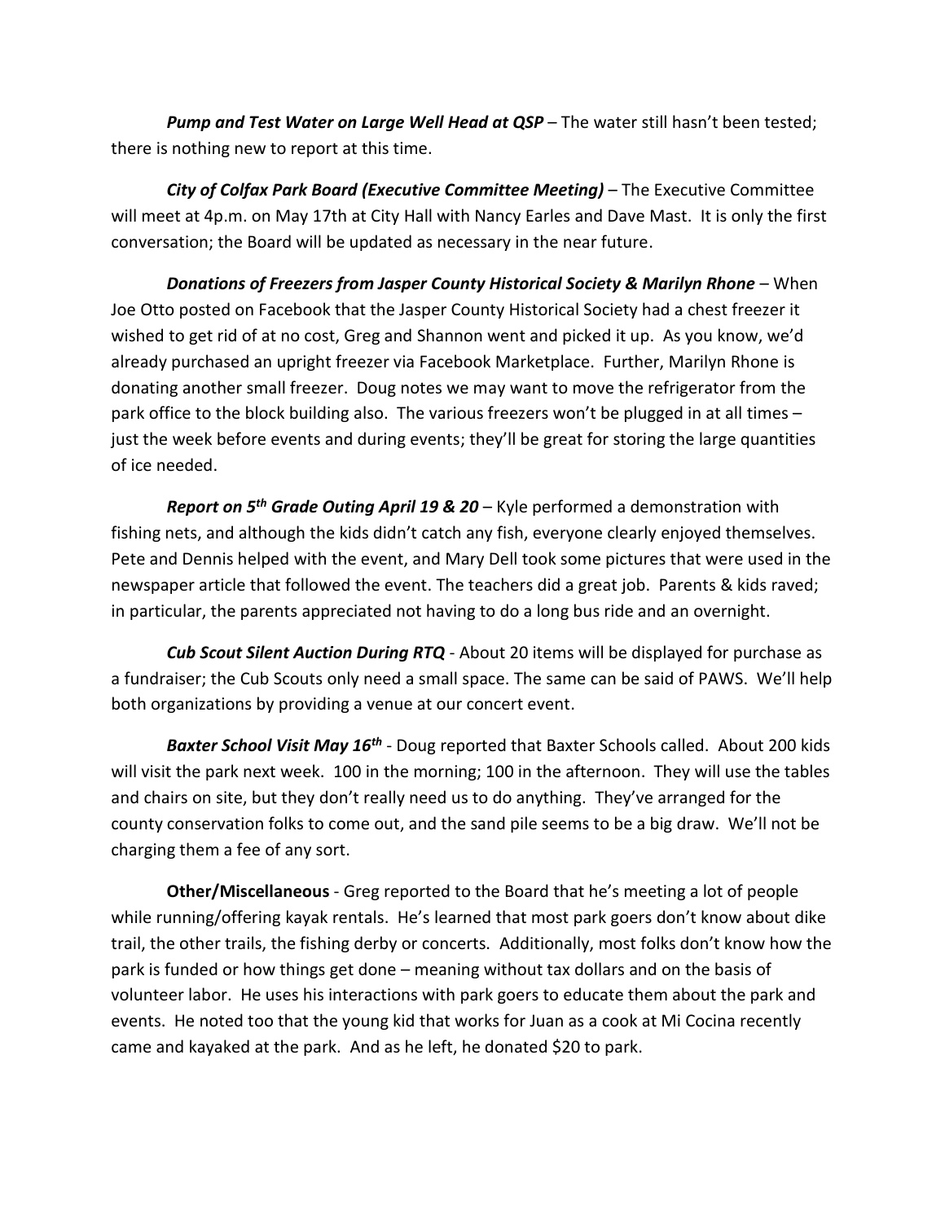***Pump and Test Water on Large Well Head at QSP*** – The water still hasn't been tested; there is nothing new to report at this time.

***City of Colfax Park Board (Executive Committee Meeting)*** – The Executive Committee will meet at 4p.m. on May 17th at City Hall with Nancy Earles and Dave Mast. It is only the first conversation; the Board will be updated as necessary in the near future.

***Donations of Freezers from Jasper County Historical Society & Marilyn Rhone*** – When Joe Otto posted on Facebook that the Jasper County Historical Society had a chest freezer it wished to get rid of at no cost, Greg and Shannon went and picked it up. As you know, we'd already purchased an upright freezer via Facebook Marketplace. Further, Marilyn Rhone is donating another small freezer. Doug notes we may want to move the refrigerator from the park office to the block building also. The various freezers won't be plugged in at all times – just the week before events and during events; they'll be great for storing the large quantities of ice needed.

***Report on 5th Grade Outing April 19 & 20*** – Kyle performed a demonstration with fishing nets, and although the kids didn't catch any fish, everyone clearly enjoyed themselves. Pete and Dennis helped with the event, and Mary Dell took some pictures that were used in the newspaper article that followed the event. The teachers did a great job. Parents & kids raved; in particular, the parents appreciated not having to do a long bus ride and an overnight.

***Cub Scout Silent Auction During RTQ*** - About 20 items will be displayed for purchase as a fundraiser; the Cub Scouts only need a small space. The same can be said of PAWS. We'll help both organizations by providing a venue at our concert event.

***Baxter School Visit May 16th*** - Doug reported that Baxter Schools called. About 200 kids will visit the park next week. 100 in the morning; 100 in the afternoon. They will use the tables and chairs on site, but they don't really need us to do anything. They've arranged for the county conservation folks to come out, and the sand pile seems to be a big draw. We'll not be charging them a fee of any sort.

**Other/Miscellaneous** - Greg reported to the Board that he's meeting a lot of people while running/offering kayak rentals. He's learned that most park goers don't know about dike trail, the other trails, the fishing derby or concerts. Additionally, most folks don't know how the park is funded or how things get done – meaning without tax dollars and on the basis of volunteer labor. He uses his interactions with park goers to educate them about the park and events. He noted too that the young kid that works for Juan as a cook at Mi Cocina recently came and kayaked at the park. And as he left, he donated $20 to park.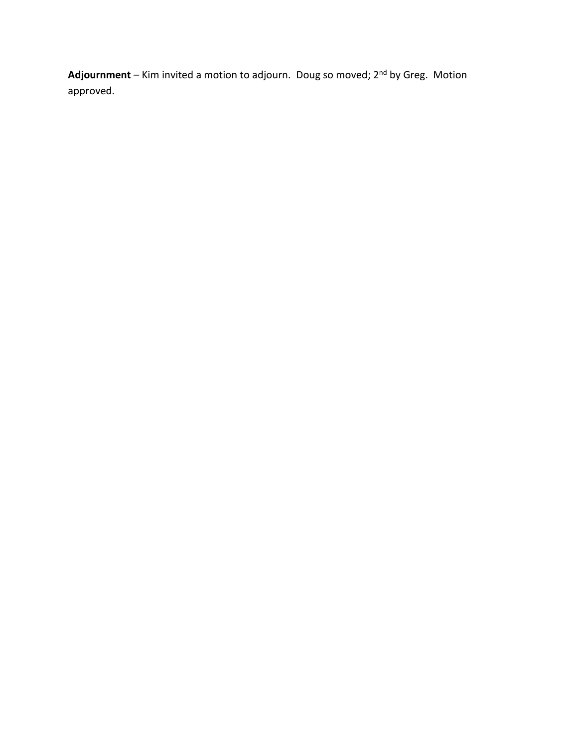**Adjournment** – Kim invited a motion to adjourn. Doug so moved; 2nd by Greg. Motion approved.